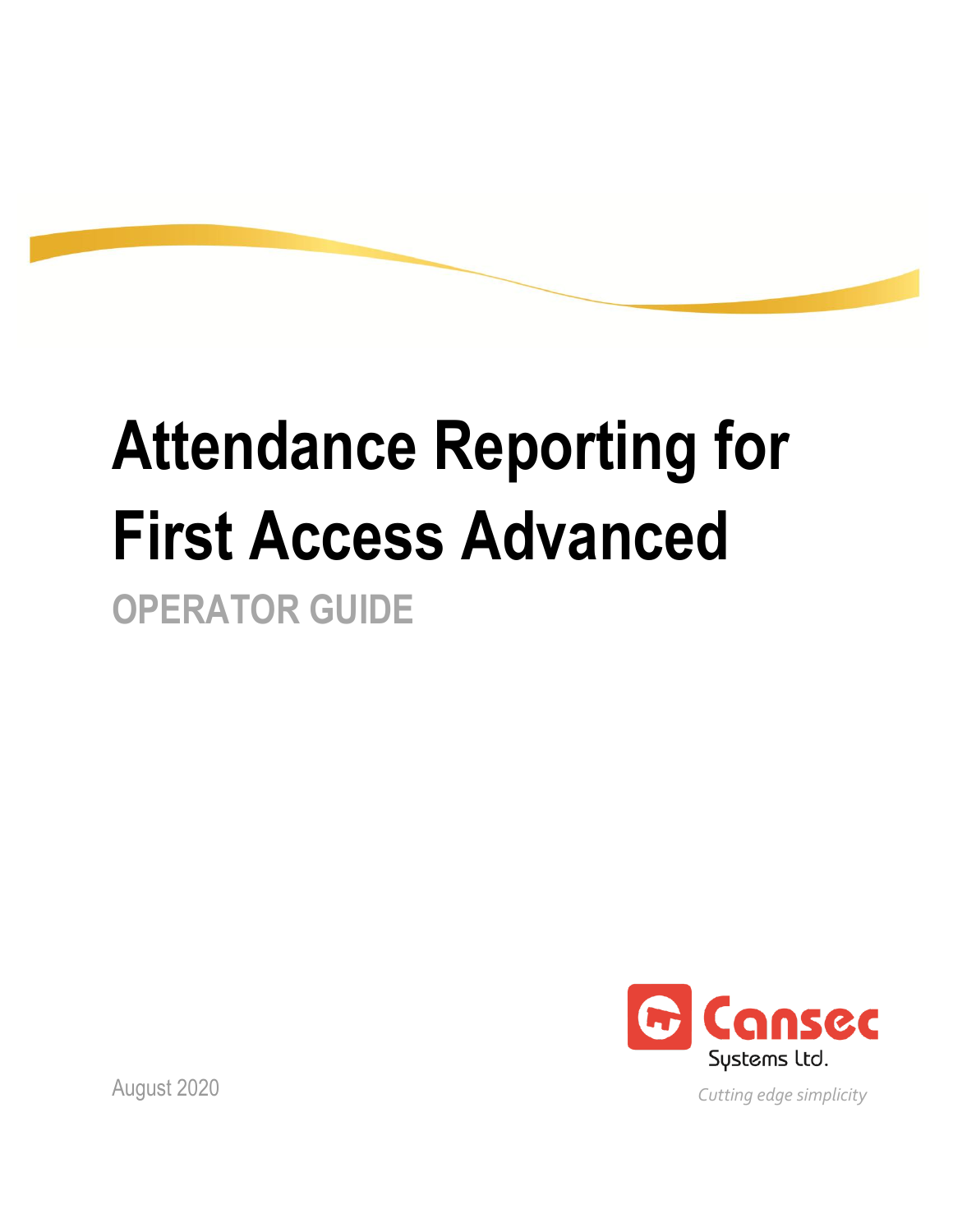# Attendance Reporting for First Access Advanced

## OPERATOR GUIDE

Cansec Systems Ltd.

*Cutting edge simplicity*

August 2020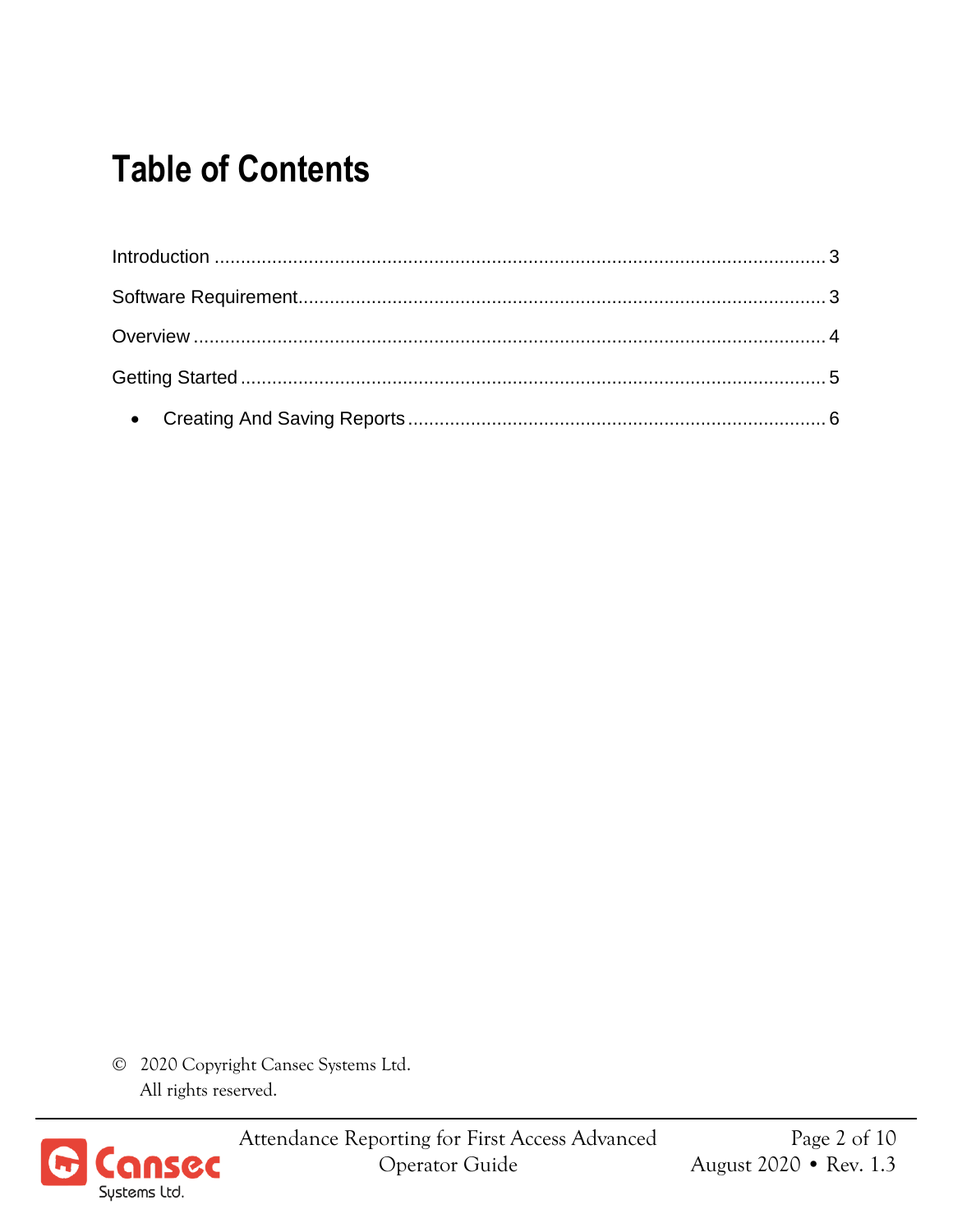# Table of Contents

Introduction ..................................................................................................... 3

Software Requirement..................................................................................... 3

Overview ......................................................................................................... 4

Getting Started ................................................................................................ 5

- Creating And Saving Reports ..................................................................... 6

© 2020 Copyright Cansec Systems Ltd.
All rights reserved.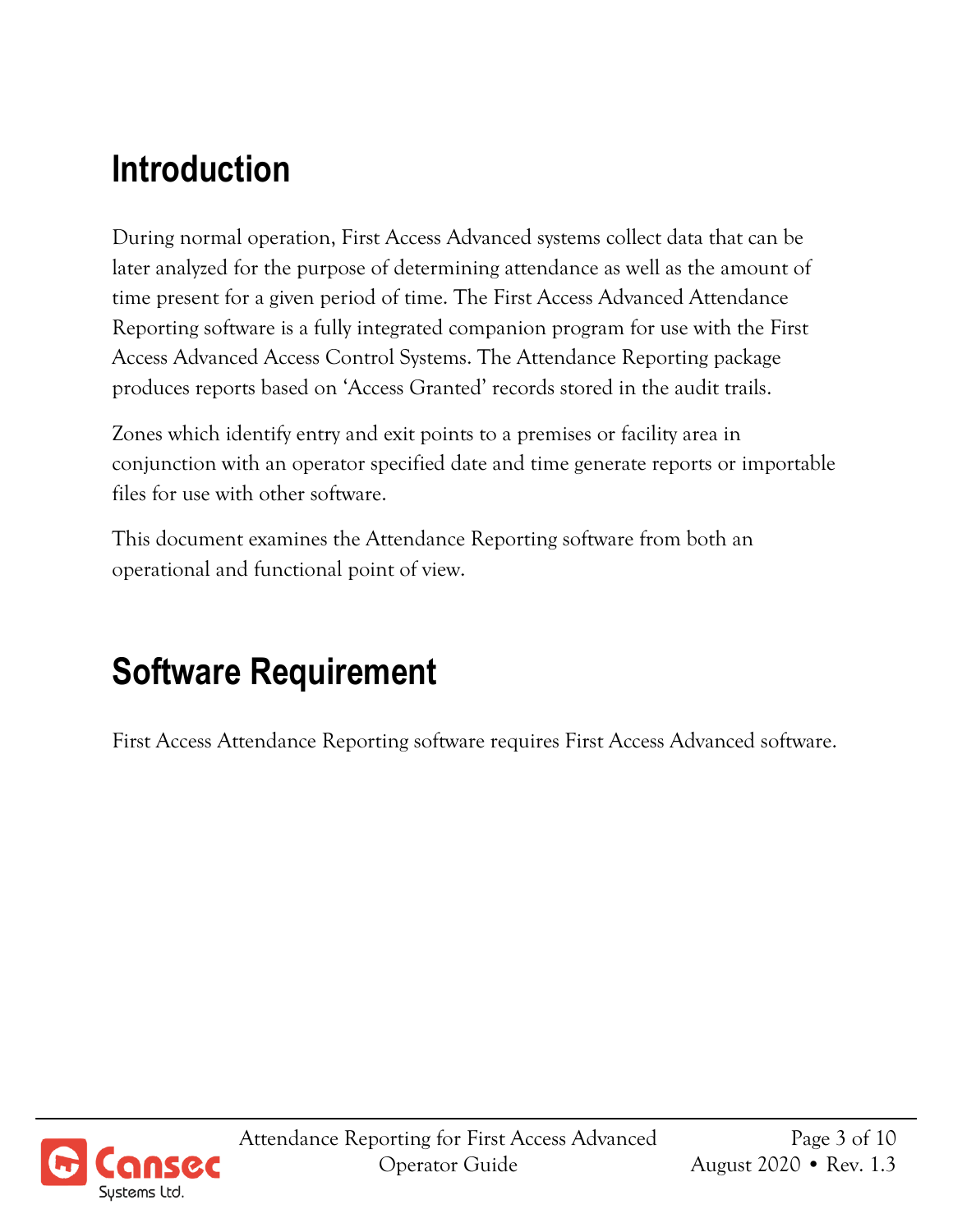# Introduction

During normal operation, First Access Advanced systems collect data that can be later analyzed for the purpose of determining attendance as well as the amount of time present for a given period of time. The First Access Advanced Attendance Reporting software is a fully integrated companion program for use with the First Access Advanced Access Control Systems. The Attendance Reporting package produces reports based on 'Access Granted' records stored in the audit trails.

Zones which identify entry and exit points to a premises or facility area in conjunction with an operator specified date and time generate reports or importable files for use with other software.

This document examines the Attendance Reporting software from both an operational and functional point of view.

# Software Requirement

First Access Attendance Reporting software requires First Access Advanced software.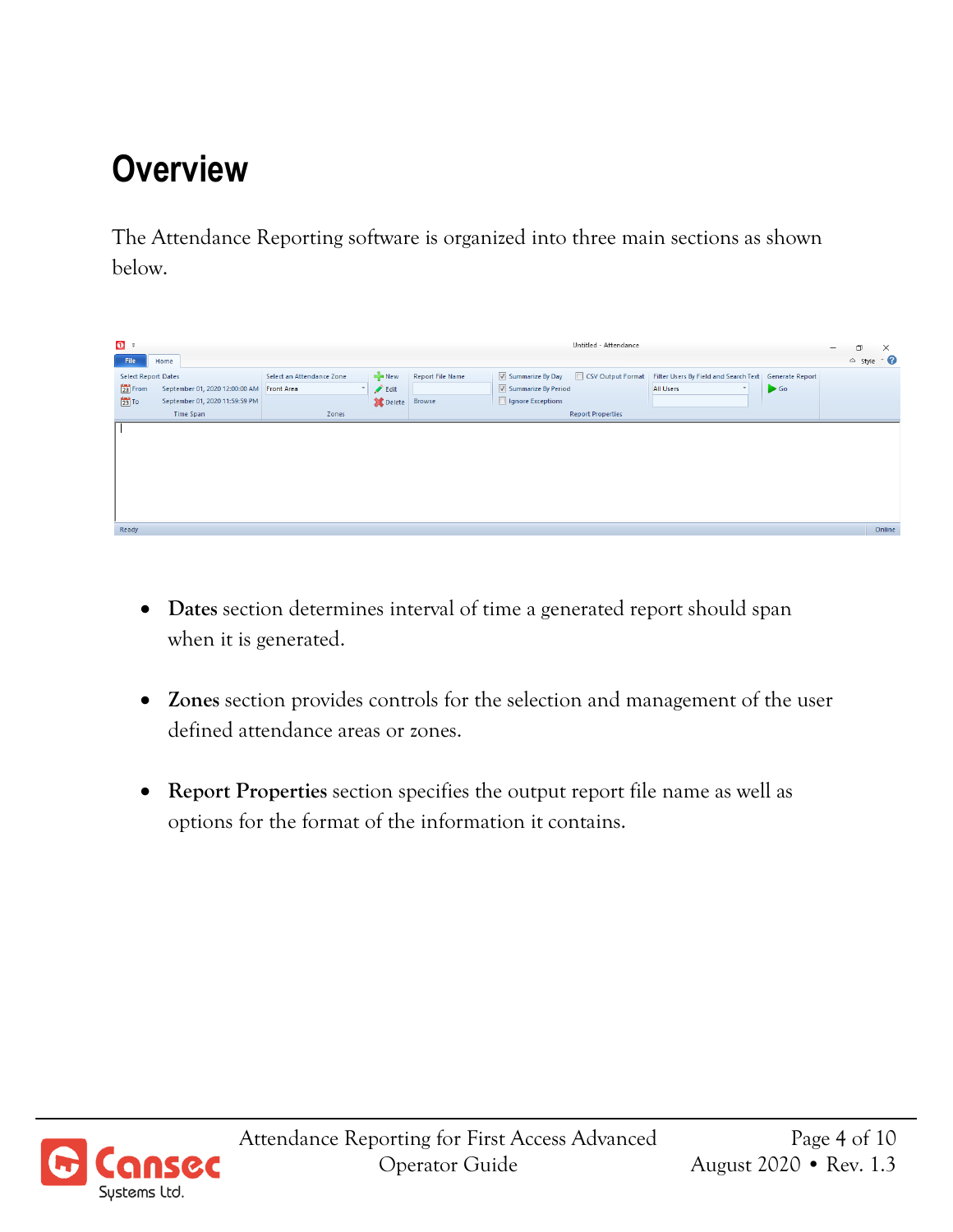# Overview

The Attendance Reporting software is organized into three main sections as shown below.

- **Dates** section determines interval of time a generated report should span when it is generated.

- **Zones** section provides controls for the selection and management of the user defined attendance areas or zones.

- **Report Properties** section specifies the output report file name as well as options for the format of the information it contains.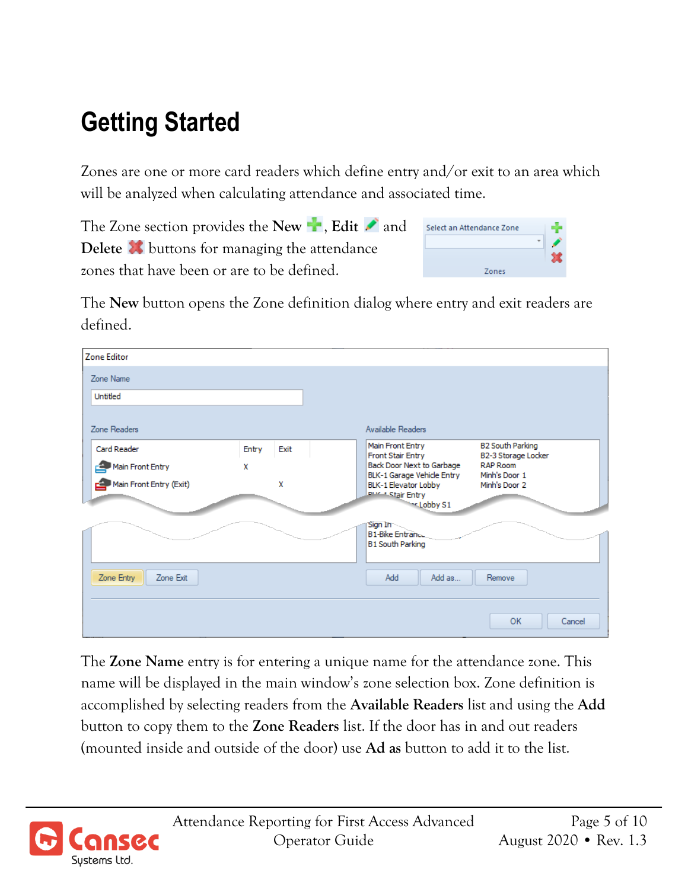# Getting Started

Zones are one or more card readers which define entry and/or exit to an area which will be analyzed when calculating attendance and associated time.

The Zone section provides the **New**, **Edit** and **Delete** buttons for managing the attendance zones that have been or are to be defined.

The **New** button opens the Zone definition dialog where entry and exit readers are defined.

The **Zone Name** entry is for entering a unique name for the attendance zone. This name will be displayed in the main window's zone selection box. Zone definition is accomplished by selecting readers from the **Available Readers** list and using the **Add** button to copy them to the **Zone Readers** list. If the door has in and out readers (mounted inside and outside of the door) use **Ad as** button to add it to the list.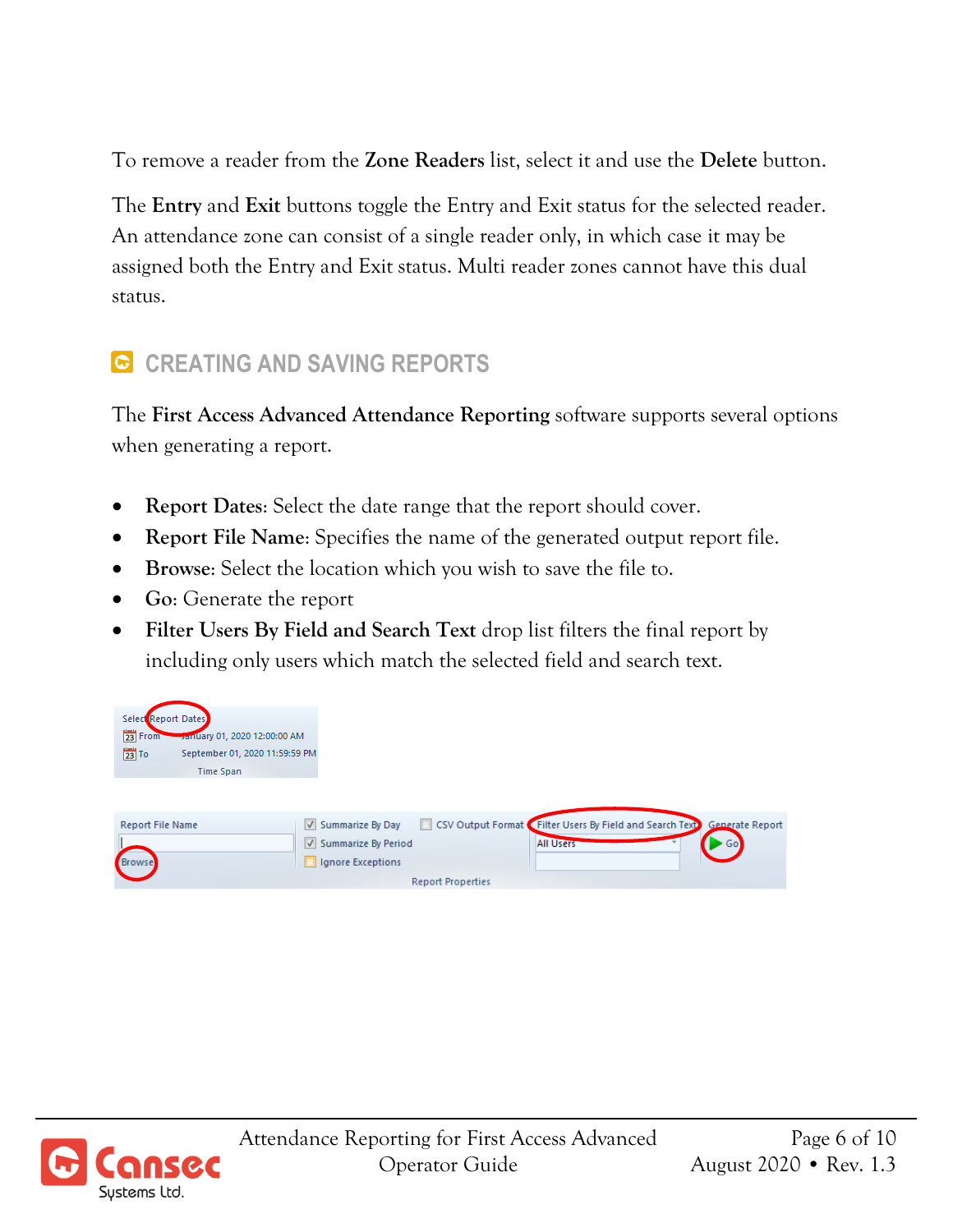To remove a reader from the **Zone Readers** list, select it and use the **Delete** button.

The **Entry** and **Exit** buttons toggle the Entry and Exit status for the selected reader. An attendance zone can consist of a single reader only, in which case it may be assigned both the Entry and Exit status. Multi reader zones cannot have this dual status.

## CREATING AND SAVING REPORTS

The **First Access Advanced Attendance Reporting** software supports several options when generating a report.

- **Report Dates**: Select the date range that the report should cover.
- **Report File Name**: Specifies the name of the generated output report file.
- **Browse**: Select the location which you wish to save the file to.
- **Go**: Generate the report
- **Filter Users By Field and Search Text** drop list filters the final report by including only users which match the selected field and search text.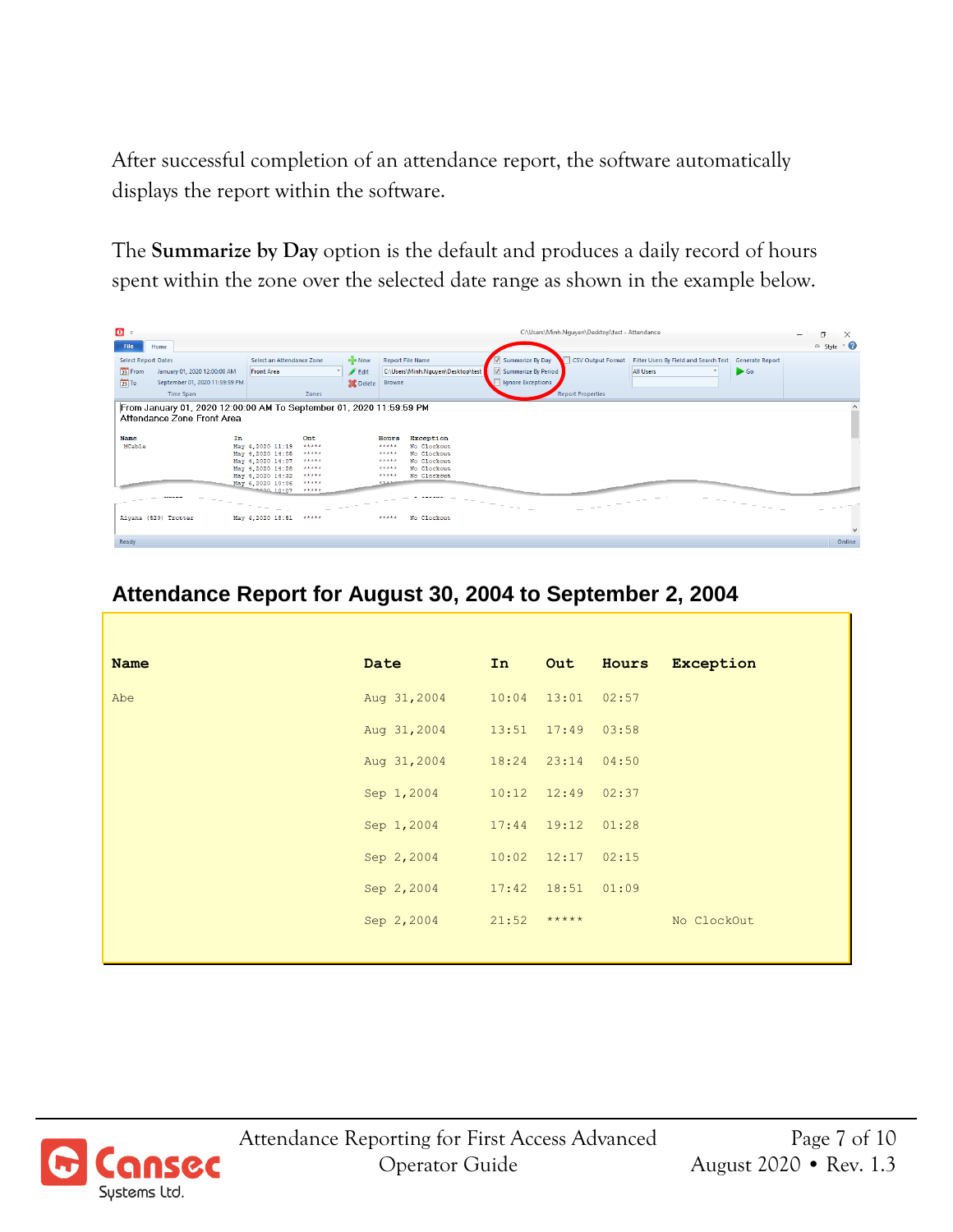After successful completion of an attendance report, the software automatically displays the report within the software.

The **Summarize by Day** option is the default and produces a daily record of hours spent within the zone over the selected date range as shown in the example below.

## Attendance Report for August 30, 2004 to September 2, 2004

| Name | Date | In | Out | Hours | Exception |
|---|---|---|---|---|---|
| Abe | Aug 31,2004 | 10:04 | 13:01 | 02:57 | |
| | Aug 31,2004 | 13:51 | 17:49 | 03:58 | |
| | Aug 31,2004 | 18:24 | 23:14 | 04:50 | |
| | Sep 1,2004 | 10:12 | 12:49 | 02:37 | |
| | Sep 1,2004 | 17:44 | 19:12 | 01:28 | |
| | Sep 2,2004 | 10:02 | 12:17 | 02:15 | |
| | Sep 2,2004 | 17:42 | 18:51 | 01:09 | |
| | Sep 2,2004 | 21:52 | ***** | | No ClockOut |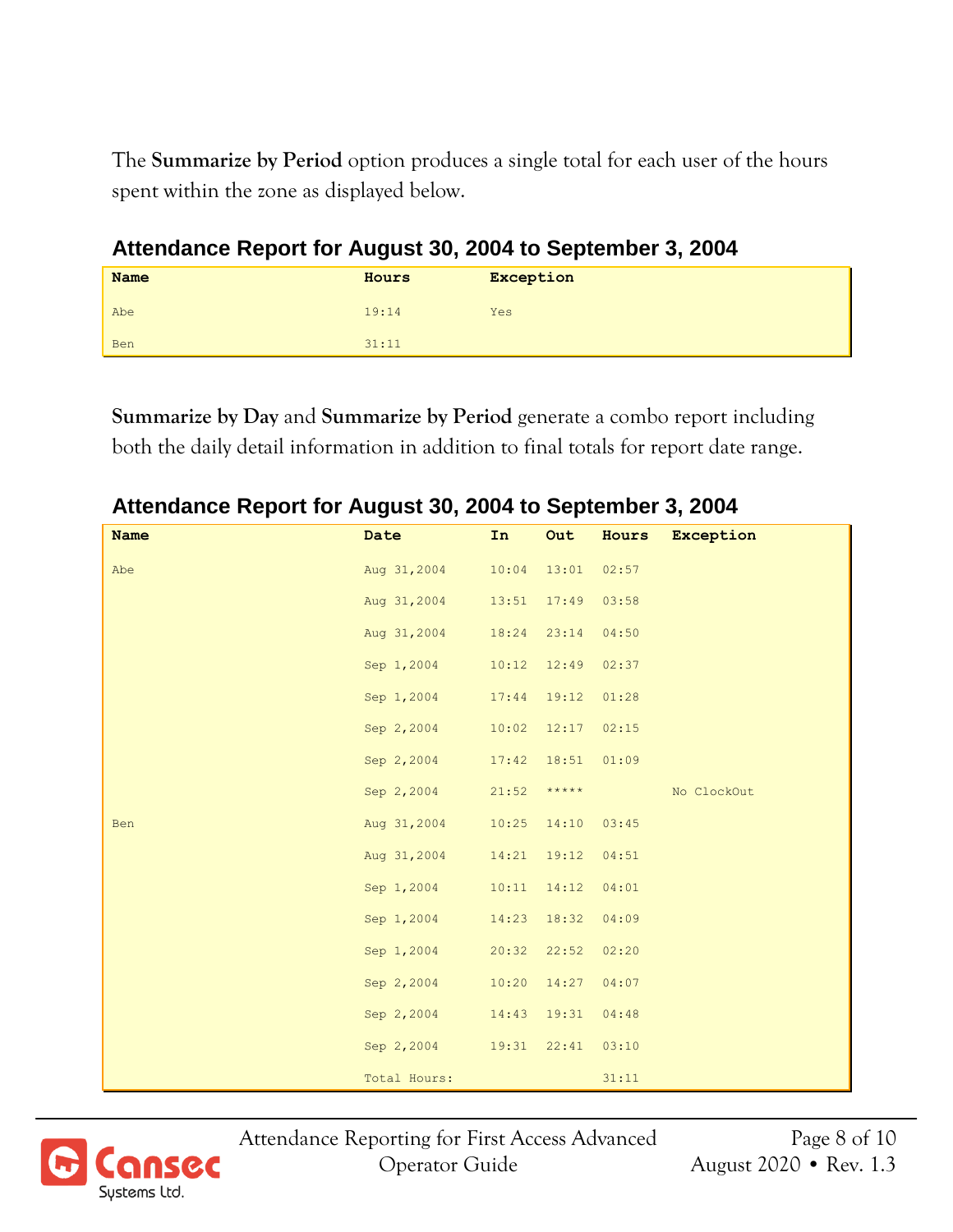The **Summarize by Period** option produces a single total for each user of the hours spent within the zone as displayed below.

### Attendance Report for August 30, 2004 to September 3, 2004

| Name | Hours | Exception |
|---|---|---|
| Abe | 19:14 | Yes |
| Ben | 31:11 | |

**Summarize by Day** and **Summarize by Period** generate a combo report including both the daily detail information in addition to final totals for report date range.

### Attendance Report for August 30, 2004 to September 3, 2004

| Name | Date | In | Out | Hours | Exception |
|---|---|---|---|---|---|
| Abe | Aug 31,2004 | 10:04 | 13:01 | 02:57 | |
| | Aug 31,2004 | 13:51 | 17:49 | 03:58 | |
| | Aug 31,2004 | 18:24 | 23:14 | 04:50 | |
| | Sep 1,2004 | 10:12 | 12:49 | 02:37 | |
| | Sep 1,2004 | 17:44 | 19:12 | 01:28 | |
| | Sep 2,2004 | 10:02 | 12:17 | 02:15 | |
| | Sep 2,2004 | 17:42 | 18:51 | 01:09 | |
| | Sep 2,2004 | 21:52 | ***** | | No ClockOut |
| Ben | Aug 31,2004 | 10:25 | 14:10 | 03:45 | |
| | Aug 31,2004 | 14:21 | 19:12 | 04:51 | |
| | Sep 1,2004 | 10:11 | 14:12 | 04:01 | |
| | Sep 1,2004 | 14:23 | 18:32 | 04:09 | |
| | Sep 1,2004 | 20:32 | 22:52 | 02:20 | |
| | Sep 2,2004 | 10:20 | 14:27 | 04:07 | |
| | Sep 2,2004 | 14:43 | 19:31 | 04:48 | |
| | Sep 2,2004 | 19:31 | 22:41 | 03:10 | |
| | Total Hours: | | | 31:11 | |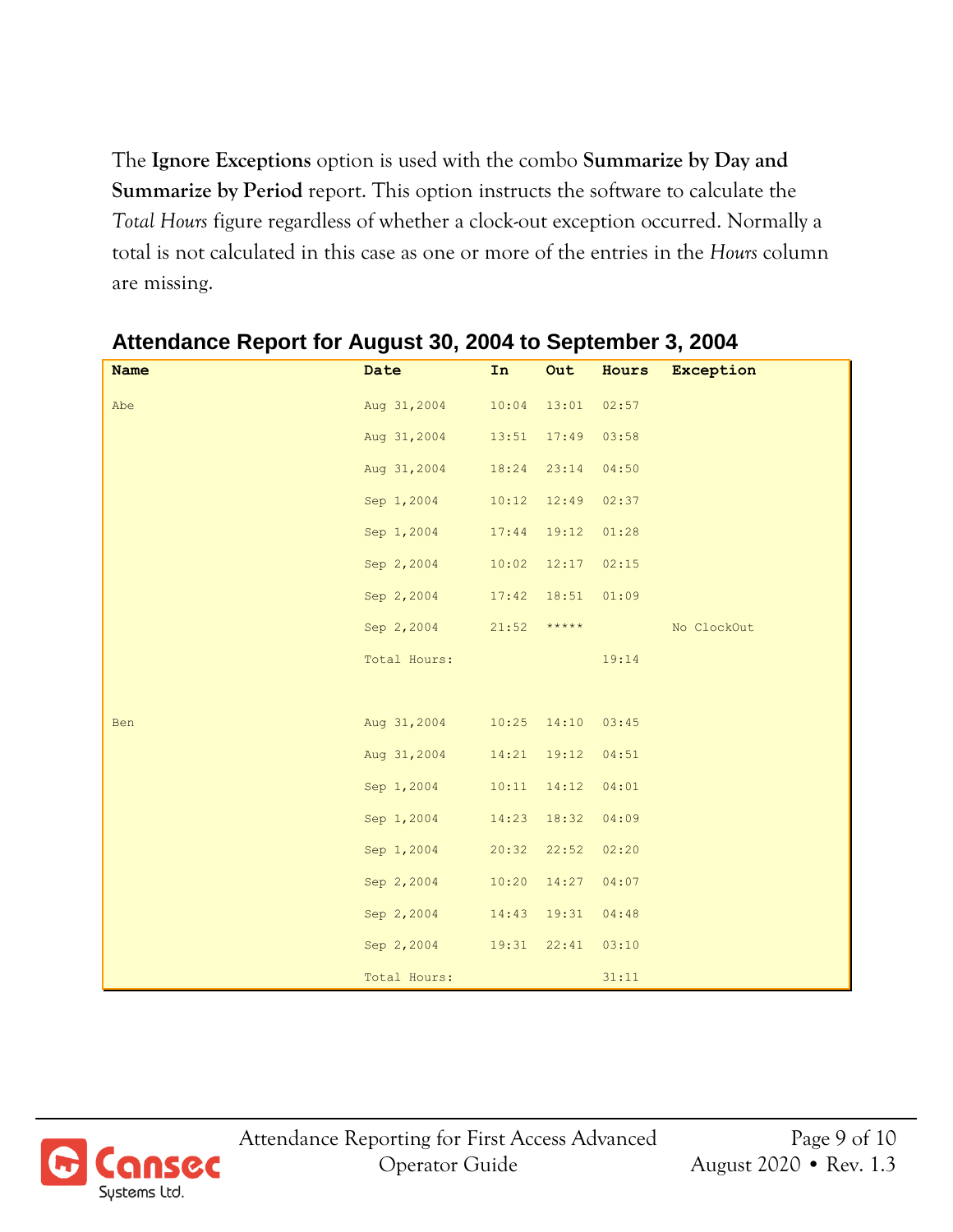The **Ignore Exceptions** option is used with the combo **Summarize by Day and Summarize by Period** report. This option instructs the software to calculate the *Total Hours* figure regardless of whether a clock-out exception occurred. Normally a total is not calculated in this case as one or more of the entries in the *Hours* column are missing.

## Attendance Report for August 30, 2004 to September 3, 2004

| Name | Date | In | Out | Hours | Exception |
|---|---|---|---|---|---|
| Abe | Aug 31,2004 | 10:04 | 13:01 | 02:57 | |
| | Aug 31,2004 | 13:51 | 17:49 | 03:58 | |
| | Aug 31,2004 | 18:24 | 23:14 | 04:50 | |
| | Sep 1,2004 | 10:12 | 12:49 | 02:37 | |
| | Sep 1,2004 | 17:44 | 19:12 | 01:28 | |
| | Sep 2,2004 | 10:02 | 12:17 | 02:15 | |
| | Sep 2,2004 | 17:42 | 18:51 | 01:09 | |
| | Sep 2,2004 | 21:52 | ***** | | No ClockOut |
| | Total Hours: | | | 19:14 | |
| | | | | | |
| Ben | Aug 31,2004 | 10:25 | 14:10 | 03:45 | |
| | Aug 31,2004 | 14:21 | 19:12 | 04:51 | |
| | Sep 1,2004 | 10:11 | 14:12 | 04:01 | |
| | Sep 1,2004 | 14:23 | 18:32 | 04:09 | |
| | Sep 1,2004 | 20:32 | 22:52 | 02:20 | |
| | Sep 2,2004 | 10:20 | 14:27 | 04:07 | |
| | Sep 2,2004 | 14:43 | 19:31 | 04:48 | |
| | Sep 2,2004 | 19:31 | 22:41 | 03:10 | |
| | Total Hours: | | | 31:11 | |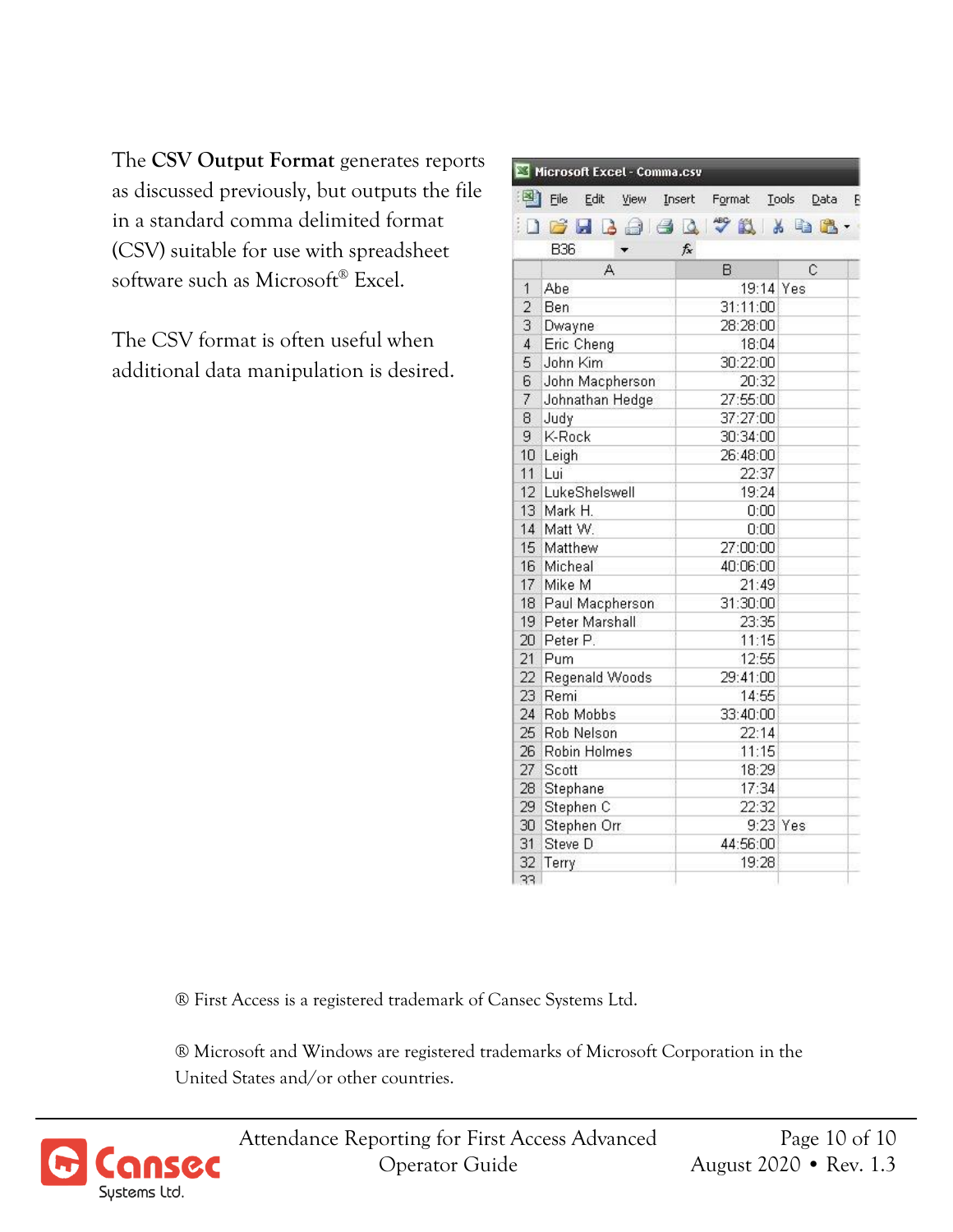The **CSV Output Format** generates reports as discussed previously, but outputs the file in a standard comma delimited format (CSV) suitable for use with spreadsheet software such as Microsoft® Excel.

The CSV format is often useful when additional data manipulation is desired.

Microsoft Excel - Comma.csv

| | A | B | C |
|---|---|---|---|
| 1 | Abe | 19:14 | Yes |
| 2 | Ben | 31:11:00 | |
| 3 | Dwayne | 28:28:00 | |
| 4 | Eric Cheng | 18:04 | |
| 5 | John Kim | 30:22:00 | |
| 6 | John Macpherson | 20:32 | |
| 7 | Johnathan Hedge | 27:55:00 | |
| 8 | Judy | 37:27:00 | |
| 9 | K-Rock | 30:34:00 | |
| 10 | Leigh | 26:48:00 | |
| 11 | Lui | 22:37 | |
| 12 | LukeShelswell | 19:24 | |
| 13 | Mark H. | 0:00 | |
| 14 | Matt W. | 0:00 | |
| 15 | Matthew | 27:00:00 | |
| 16 | Micheal | 40:06:00 | |
| 17 | Mike M | 21:49 | |
| 18 | Paul Macpherson | 31:30:00 | |
| 19 | Peter Marshall | 23:35 | |
| 20 | Peter P. | 11:15 | |
| 21 | Pum | 12:55 | |
| 22 | Regenald Woods | 29:41:00 | |
| 23 | Remi | 14:55 | |
| 24 | Rob Mobbs | 33:40:00 | |
| 25 | Rob Nelson | 22:14 | |
| 26 | Robin Holmes | 11:15 | |
| 27 | Scott | 18:29 | |
| 28 | Stephane | 17:34 | |
| 29 | Stephen C | 22:32 | |
| 30 | Stephen Orr | 9:23 | Yes |
| 31 | Steve D | 44:56:00 | |
| 32 | Terry | 19:28 | |
| 33 | | | |

® First Access is a registered trademark of Cansec Systems Ltd.

® Microsoft and Windows are registered trademarks of Microsoft Corporation in the United States and/or other countries.